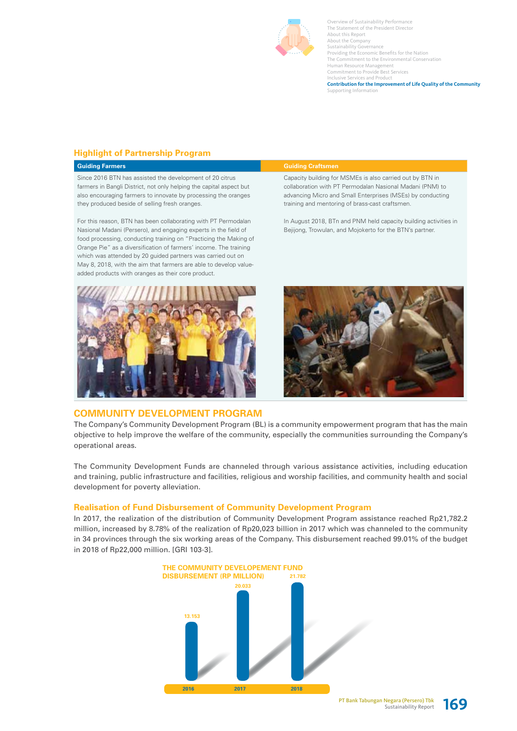## Highlight of Partnership Program

| Guiding Farmers | Guiding Craftsmen |
|---|---|
| Since 2016 BTN has assisted the development of 20 citrus farmers in Bangli District, not only helping the capital aspect but also encouraging farmers to innovate by processing the oranges they produced beside of selling fresh oranges.<br><br>For this reason, BTN has been collaborating with PT Permodalan Nasional Madani (Persero), and engaging experts in the field of food processing, conducting training on "Practicing the Making of Orange Pie" as a diversification of farmers' income. The training which was attended by 20 guided partners was carried out on May 8, 2018, with the aim that farmers are able to develop value-added products with oranges as their core product. | Capacity building for MSMEs is also carried out by BTN in collaboration with PT Permodalan Nasional Madani (PNM) to advancing Micro and Small Enterprises (MSEs) by conducting training and mentoring of brass-cast craftsmen.<br><br>In August 2018, BTn and PNM held capacity building activities in Bejijong, Trowulan, and Mojokerto for the BTN's partner. |

## COMMUNITY DEVELOPMENT PROGRAM

The Company's Community Development Program (BL) is a community empowerment program that has the main objective to help improve the welfare of the community, especially the communities surrounding the Company's operational areas.

The Community Development Funds are channeled through various assistance activities, including education and training, public infrastructure and facilities, religious and worship facilities, and community health and social development for poverty alleviation.

### Realisation of Fund Disbursement of Community Development Program

In 2017, the realization of the distribution of Community Development Program assistance reached Rp21,782.2 million, increased by 8.78% of the realization of Rp20,023 billion in 2017 which was channeled to the community in 34 provinces through the six working areas of the Company. This disbursement reached 99.01% of the budget in 2018 of Rp22,000 million. [GRI 103-3].

**THE COMMUNITY DEVELOPEMENT FUND DISBURSEMENT (RP MILLION)**

| Year | Amount |
|---|---|
| 2016 | 13.153 |
| 2017 | 20.033 |
| 2018 | 21.782 |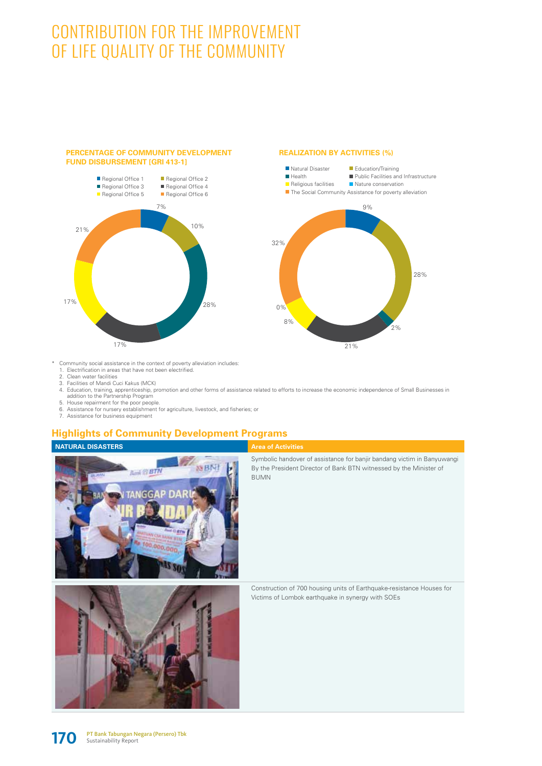# CONTRIBUTION FOR THE IMPROVEMENT OF LIFE QUALITY OF THE COMMUNITY

**PERCENTAGE OF COMMUNITY DEVELOPMENT FUND DISBURSEMENT [GRI 413-1]**

| Regional Office | Percentage |
|---|---|
| Regional Office 1 | 7% |
| Regional Office 2 | 10% |
| Regional Office 3 | 28% |
| Regional Office 4 | 17% |
| Regional Office 5 | 17% |
| Regional Office 6 | 21% |

**REALIZATION BY ACTIVITIES (%)**

| Activity | Percentage |
|---|---|
| Natural Disaster | 9% |
| Education/Training | 28% |
| Health | 2% |
| Public Facilities and Infrastructure | 21% |
| Religious facilities | 8% |
| Nature conservation | 0% |
| The Social Community Assistance for poverty alleviation | 32% |

\* Community social assistance in the context of poverty alleviation includes:
1. Electrification in areas that have not been electrified.
2. Clean water facilities
3. Facilities of Mandi Cuci Kakus (MCK)
4. Education, training, apprenticeship, promotion and other forms of assistance related to efforts to increase the economic independence of Small Businesses in addition to the Partnership Program
5. House repairment for the poor people.
6. Assistance for nursery establishment for agriculture, livestock, and fisheries; or
7. Assistance for business equipment

## Highlights of Community Development Programs

| NATURAL DISASTERS | Area of Activities |
|---|---|
| | Symbolic handover of assistance for banjir bandang victim in Banyuwangi By the President Director of Bank BTN witnessed by the Minister of BUMN |
| | Construction of 700 housing units of Earthquake-resistance Houses for Victims of Lombok earthquake in synergy with SOEs |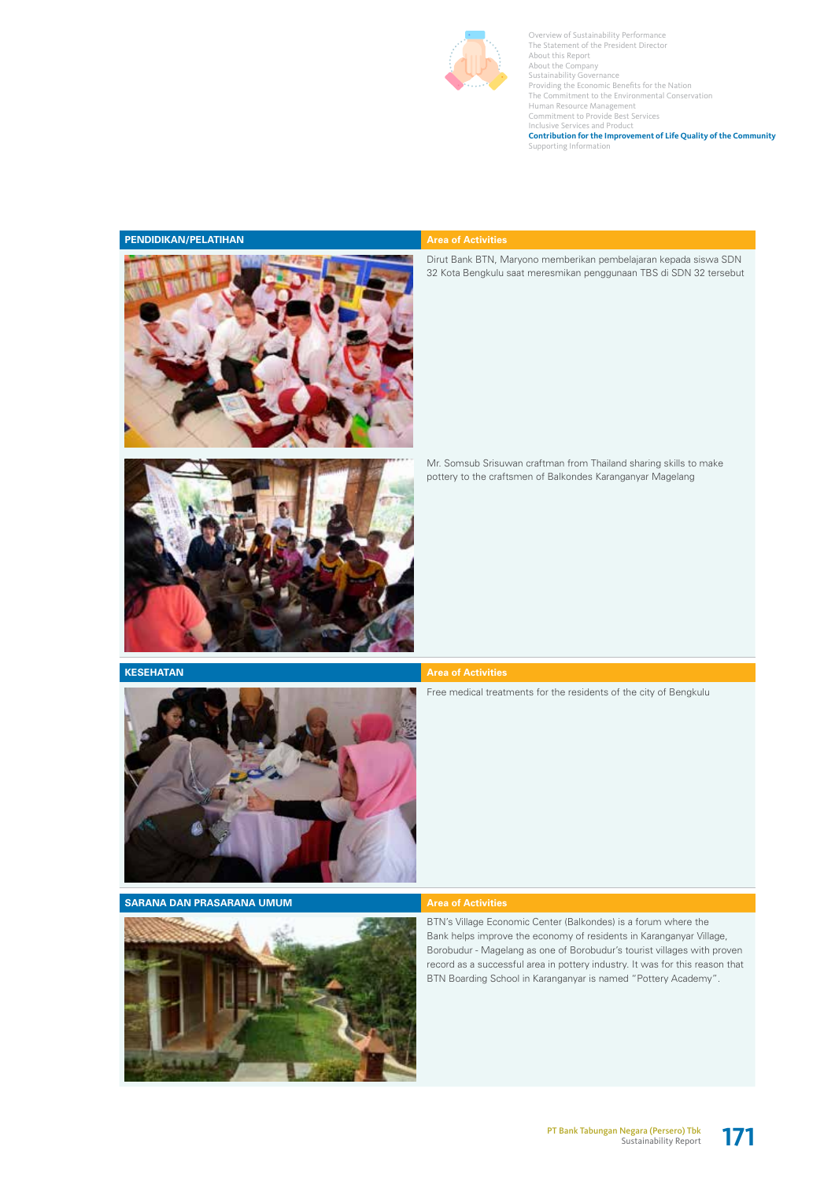| PENDIDIKAN/PELATIHAN | Area of Activities |
| --- | --- |
| | Dirut Bank BTN, Maryono memberikan pembelajaran kepada siswa SDN 32 Kota Bengkulu saat meresmikan penggunaan TBS di SDN 32 tersebut |
| | Mr. Somsub Srisuwan craftman from Thailand sharing skills to make pottery to the craftsmen of Balkondes Karanganyar Magelang |

| KESEHATAN | Area of Activities |
| --- | --- |
| | Free medical treatments for the residents of the city of Bengkulu |

| SARANA DAN PRASARANA UMUM | Area of Activities |
| --- | --- |
| | BTN's Village Economic Center (Balkondes) is a forum where the Bank helps improve the economy of residents in Karanganyar Village, Borobudur - Magelang as one of Borobudur's tourist villages with proven record as a successful area in pottery industry. It was for this reason that BTN Boarding School in Karanganyar is named "Pottery Academy". |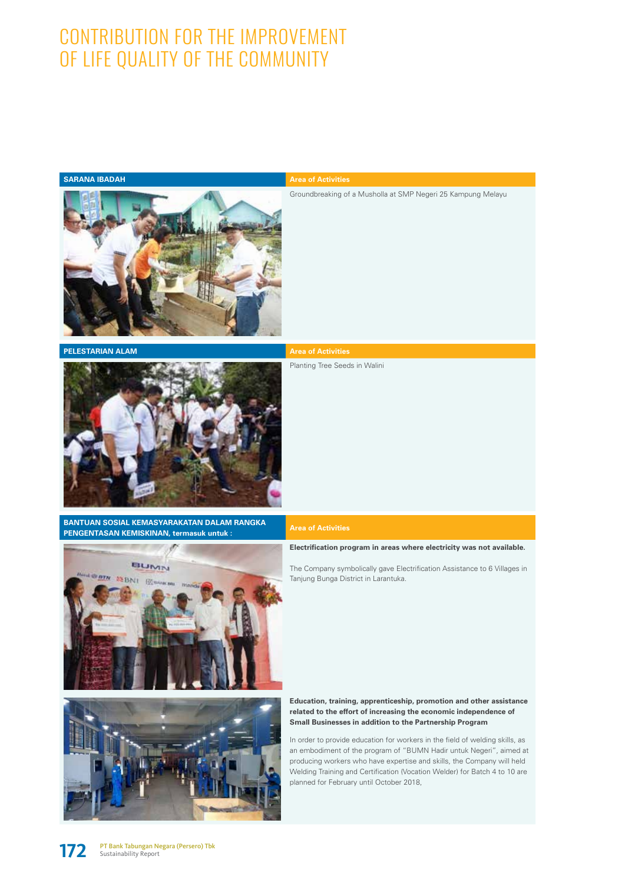# CONTRIBUTION FOR THE IMPROVEMENT OF LIFE QUALITY OF THE COMMUNITY

| SARANA IBADAH | Area of Activities |
| --- | --- |
| | Groundbreaking of a Musholla at SMP Negeri 25 Kampung Melayu |

| PELESTARIAN ALAM | Area of Activities |
| --- | --- |
| | Planting Tree Seeds in Walini |

| BANTUAN SOSIAL KEMASYARAKATAN DALAM RANGKA PENGENTASAN KEMISKINAN, termasuk untuk : | Area of Activities |
| --- | --- |
| | **Electrification program in areas where electricity was not available.** The Company symbolically gave Electrification Assistance to 6 Villages in Tanjung Bunga District in Larantuka. |
| | **Education, training, apprenticeship, promotion and other assistance related to the effort of increasing the economic independence of Small Businesses in addition to the Partnership Program** In order to provide education for workers in the field of welding skills, as an embodiment of the program of "BUMN Hadir untuk Negeri", aimed at producing workers who have expertise and skills, the Company will held Welding Training and Certification (Vocation Welder) for Batch 4 to 10 are planned for February until October 2018, |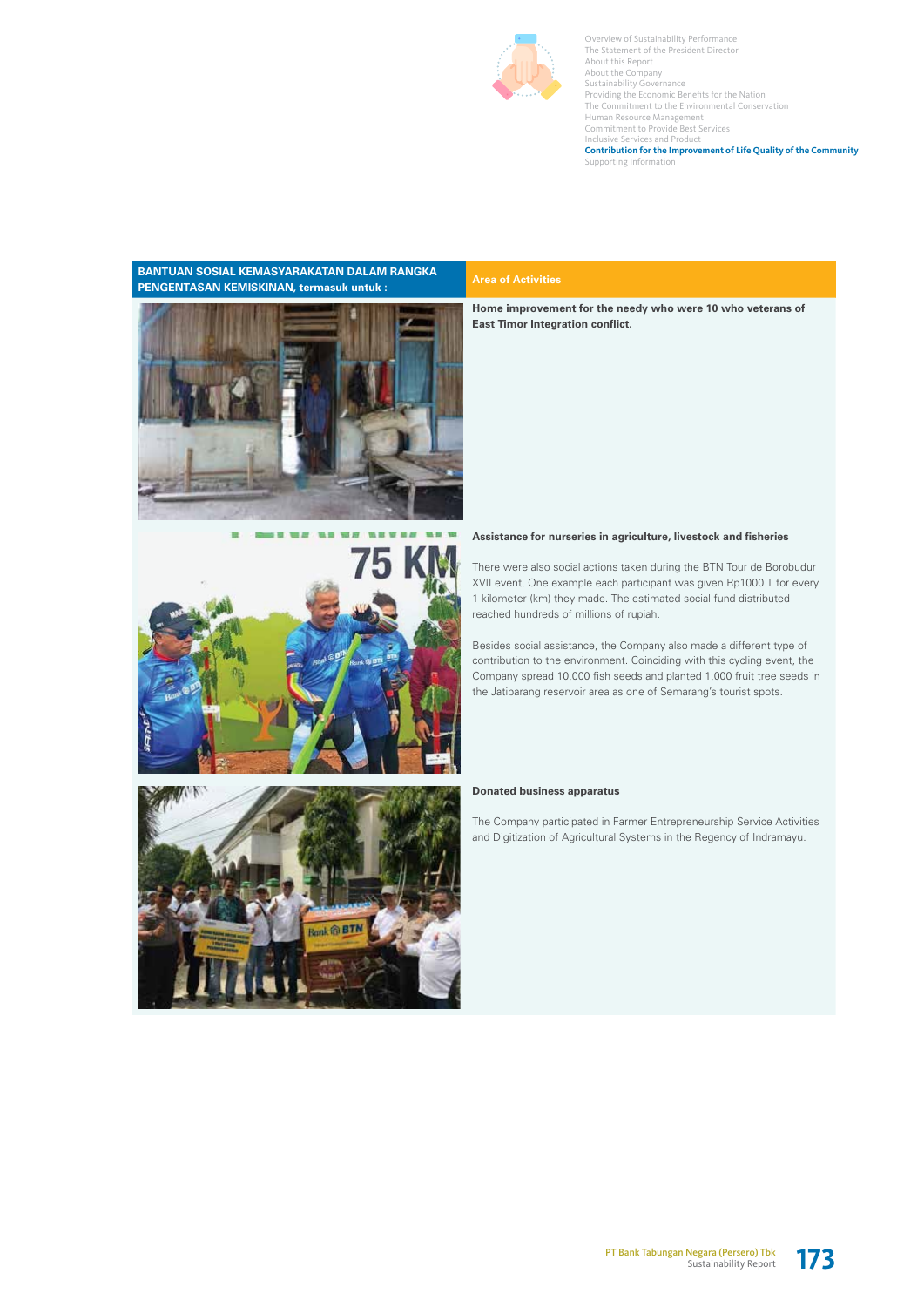| BANTUAN SOSIAL KEMASYARAKATAN DALAM RANGKA PENGENTASAN KEMISKINAN, termasuk untuk : | Area of Activities |
|---|---|
| | **Home improvement for the needy who were 10 who veterans of East Timor Integration conflict.** |
| | **Assistance for nurseries in agriculture, livestock and fisheries**<br><br>There were also social actions taken during the BTN Tour de Borobudur XVII event, One example each participant was given Rp1000 T for every 1 kilometer (km) they made. The estimated social fund distributed reached hundreds of millions of rupiah.<br><br>Besides social assistance, the Company also made a different type of contribution to the environment. Coinciding with this cycling event, the Company spread 10,000 fish seeds and planted 1,000 fruit tree seeds in the Jatibarang reservoir area as one of Semarang's tourist spots. |
| | **Donated business apparatus**<br><br>The Company participated in Farmer Entrepreneurship Service Activities and Digitization of Agricultural Systems in the Regency of Indramayu. |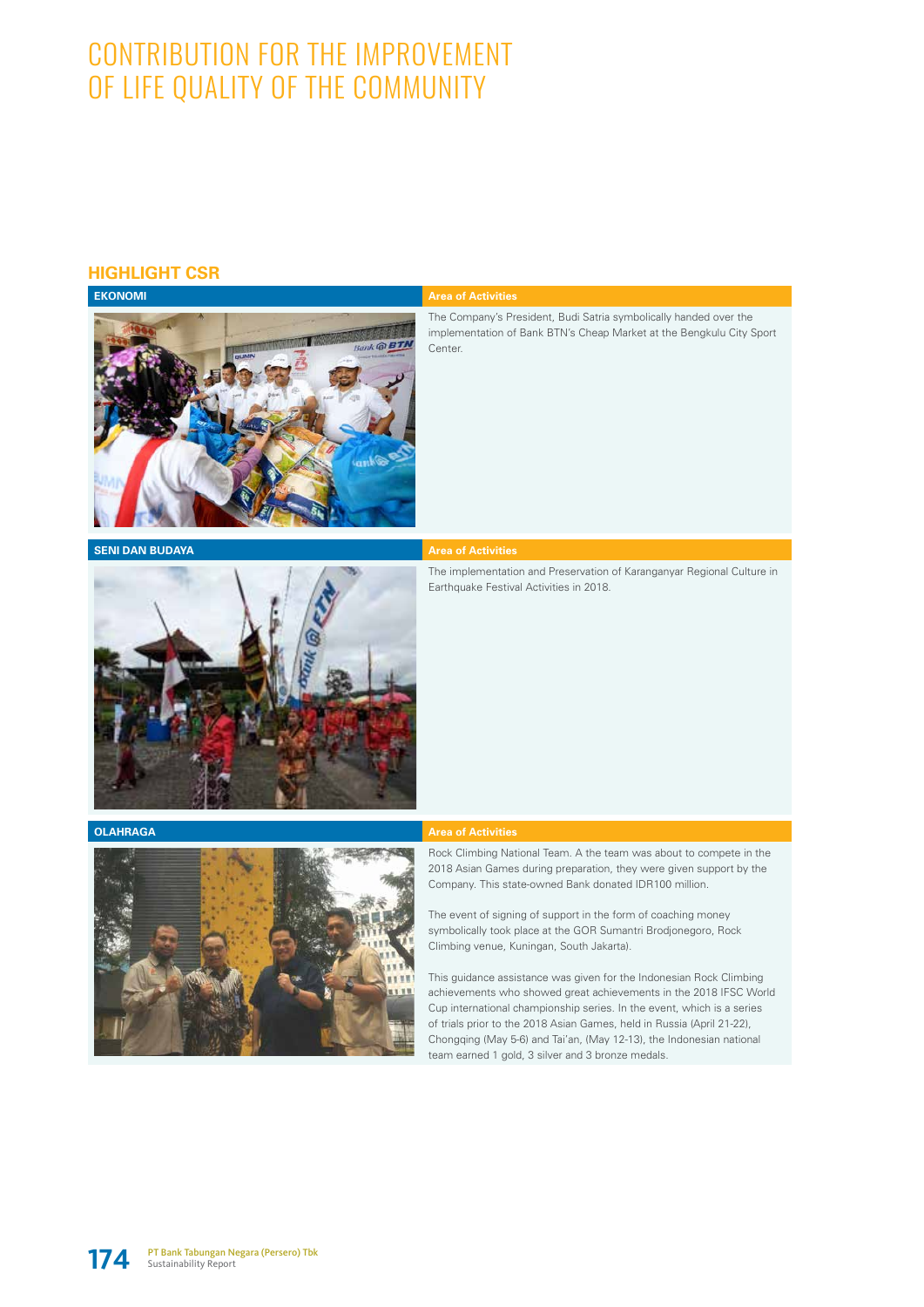# CONTRIBUTION FOR THE IMPROVEMENT OF LIFE QUALITY OF THE COMMUNITY

## HIGHLIGHT CSR

| EKONOMI | Area of Activities |
|---|---|
| | The Company's President, Budi Satria symbolically handed over the implementation of Bank BTN's Cheap Market at the Bengkulu City Sport Center. |

| SENI DAN BUDAYA | Area of Activities |
|---|---|
| | The implementation and Preservation of Karanganyar Regional Culture in Earthquake Festival Activities in 2018. |

| OLAHRAGA | Area of Activities |
|---|---|
| | Rock Climbing National Team. A the team was about to compete in the 2018 Asian Games during preparation, they were given support by the Company. This state-owned Bank donated IDR100 million.<br><br>The event of signing of support in the form of coaching money symbolically took place at the GOR Sumantri Brodjonegoro, Rock Climbing venue, Kuningan, South Jakarta).<br><br>This guidance assistance was given for the Indonesian Rock Climbing achievements who showed great achievements in the 2018 IFSC World Cup international championship series. In the event, which is a series of trials prior to the 2018 Asian Games, held in Russia (April 21-22), Chongqing (May 5-6) and Tai'an, (May 12-13), the Indonesian national team earned 1 gold, 3 silver and 3 bronze medals. |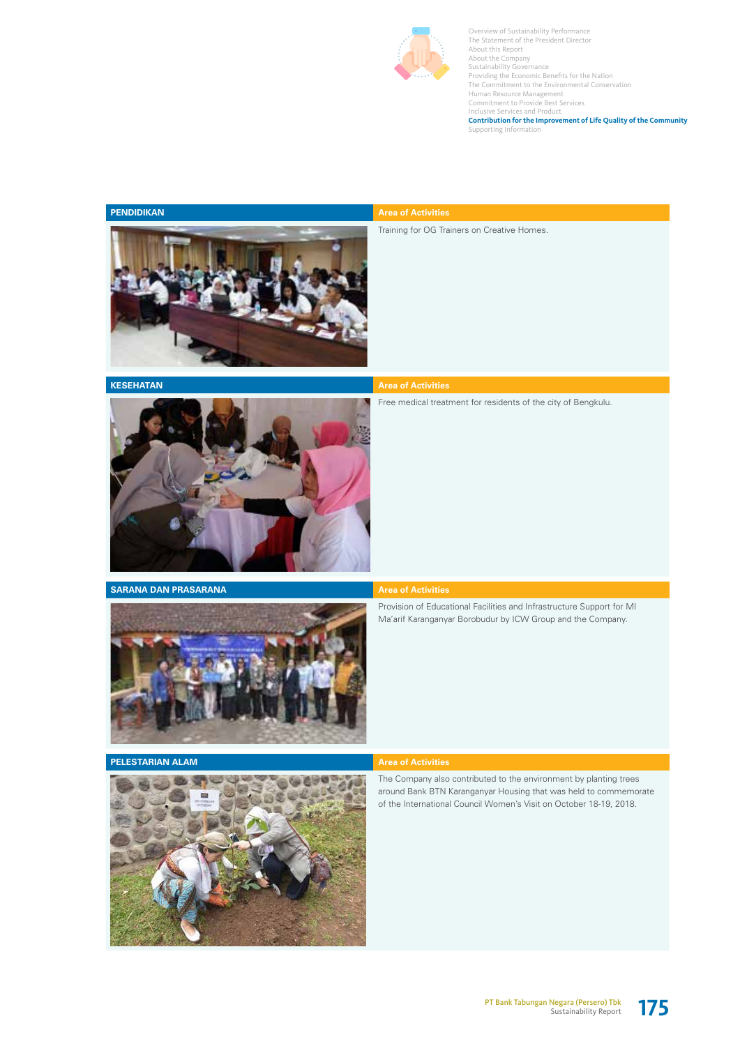| PENDIDIKAN | Area of Activities |
| --- | --- |
| | Training for OG Trainers on Creative Homes. |

| KESEHATAN | Area of Activities |
| --- | --- |
| | Free medical treatment for residents of the city of Bengkulu. |

| SARANA DAN PRASARANA | Area of Activities |
| --- | --- |
| | Provision of Educational Facilities and Infrastructure Support for MI Ma'arif Karanganyar Borobudur by ICW Group and the Company. |

| PELESTARIAN ALAM | Area of Activities |
| --- | --- |
| | The Company also contributed to the environment by planting trees around Bank BTN Karanganyar Housing that was held to commemorate of the International Council Women's Visit on October 18-19, 2018. |